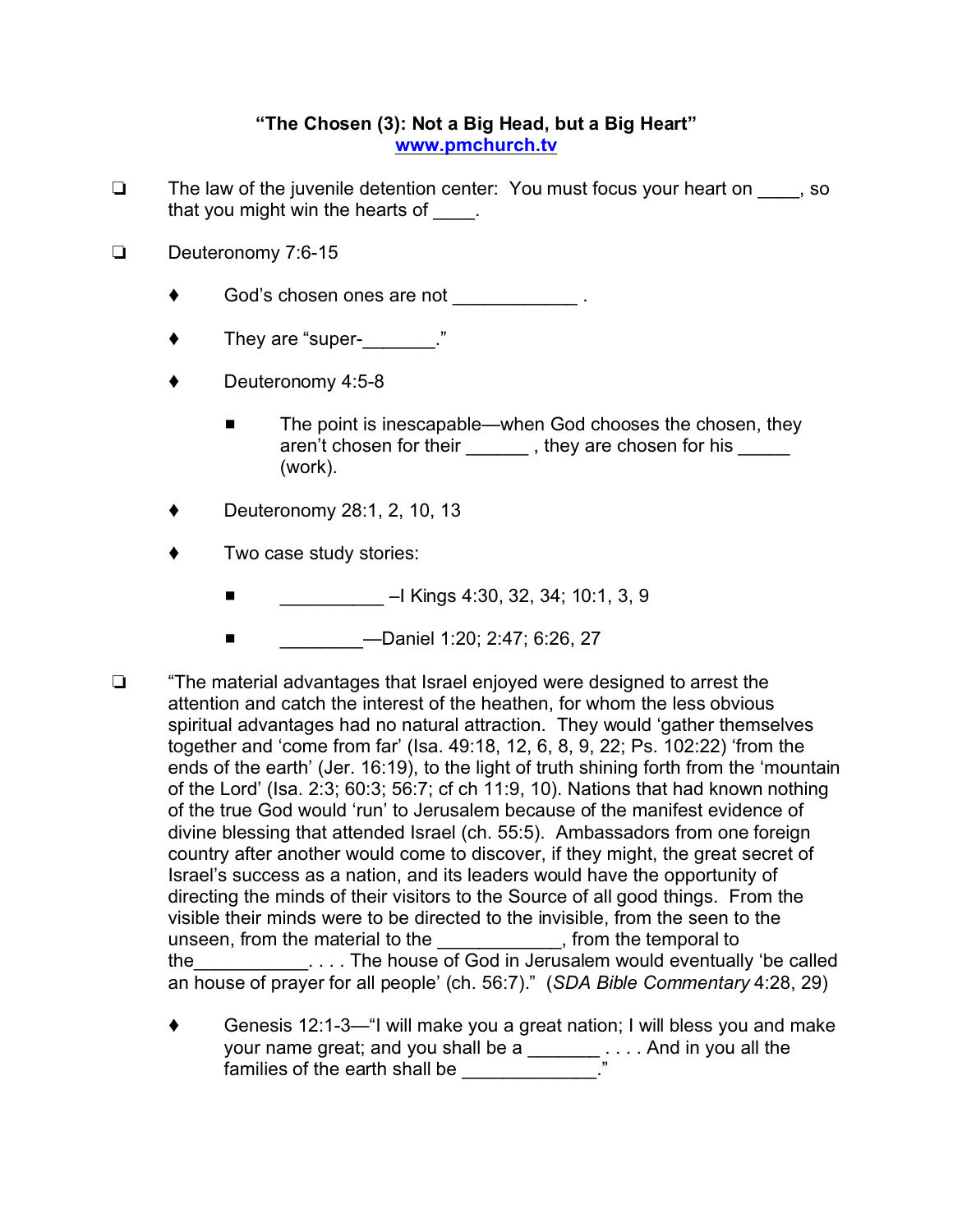**"The Chosen (3): Not a Big Head, but a Big Heart"**
**www.pmchurch.tv**

- ❑ The law of the juvenile detention center: You must focus your heart on ____, so that you might win the hearts of ____.

- ❑ Deuteronomy 7:6-15

  - ♦ God's chosen ones are not ____________ .

  - ♦ They are "super-_______."

  - ♦ Deuteronomy 4:5-8

    - ■ The point is inescapable—when God chooses the chosen, they aren't chosen for their ______ , they are chosen for his _____ (work).

  - ♦ Deuteronomy 28:1, 2, 10, 13

  - ♦ Two case study stories:

    - ■ __________ –I Kings 4:30, 32, 34; 10:1, 3, 9

    - ■ ________—Daniel 1:20; 2:47; 6:26, 27

- ❑ "The material advantages that Israel enjoyed were designed to arrest the attention and catch the interest of the heathen, for whom the less obvious spiritual advantages had no natural attraction. They would 'gather themselves together and 'come from far' (Isa. 49:18, 12, 6, 8, 9, 22; Ps. 102:22) 'from the ends of the earth' (Jer. 16:19), to the light of truth shining forth from the 'mountain of the Lord' (Isa. 2:3; 60:3; 56:7; cf ch 11:9, 10). Nations that had known nothing of the true God would 'run' to Jerusalem because of the manifest evidence of divine blessing that attended Israel (ch. 55:5). Ambassadors from one foreign country after another would come to discover, if they might, the great secret of Israel's success as a nation, and its leaders would have the opportunity of directing the minds of their visitors to the Source of all good things. From the visible their minds were to be directed to the invisible, from the seen to the unseen, from the material to the ____________, from the temporal to the___________. . . . The house of God in Jerusalem would eventually 'be called an house of prayer for all people' (ch. 56:7)." (*SDA Bible Commentary* 4:28, 29)

  - ♦ Genesis 12:1-3—"I will make you a great nation; I will bless you and make your name great; and you shall be a _______ . . . . And in you all the families of the earth shall be _____________."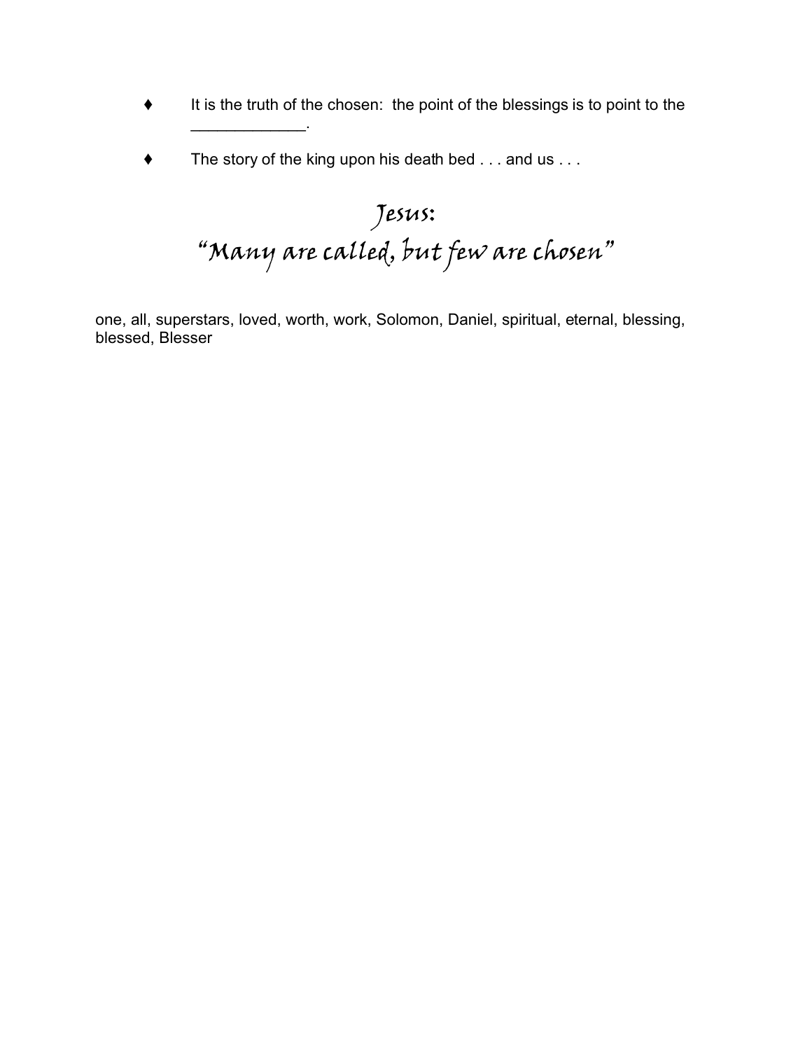- It is the truth of the chosen: the point of the blessings is to point to the _____________.

- The story of the king upon his death bed . . . and us . . .

*Jesus:*
*"Many are called, but few are chosen"*

one, all, superstars, loved, worth, work, Solomon, Daniel, spiritual, eternal, blessing, blessed, Blesser